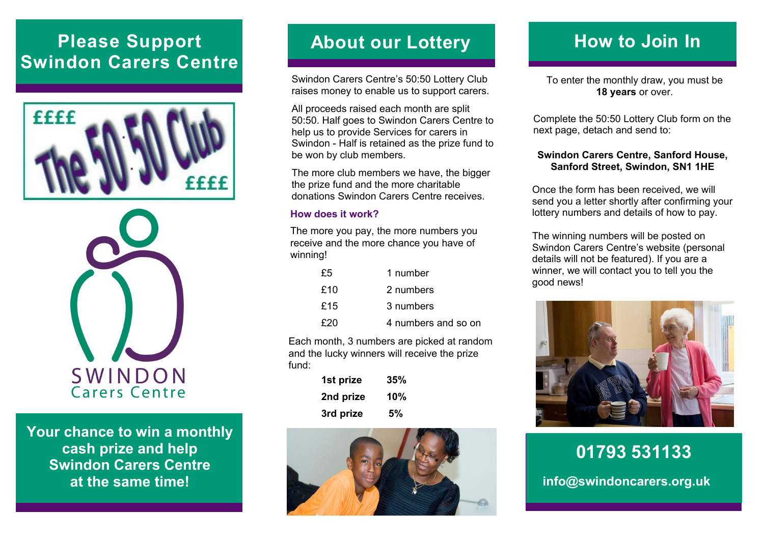# Please Support Swindon Carers Centre

£££ The 50:50 Club £££

SWINDON Carers Centre

**Your chance to win a monthly cash prize and help Swindon Carers Centre at the same time!**

# About our Lottery

Swindon Carers Centre's 50:50 Lottery Club raises money to enable us to support carers.

All proceeds raised each month are split 50:50. Half goes to Swindon Carers Centre to help us to provide Services for carers in Swindon - Half is retained as the prize fund to be won by club members.

The more club members we have, the bigger the prize fund and the more charitable donations Swindon Carers Centre receives.

### How does it work?

The more you pay, the more numbers you receive and the more chance you have of winning!

| | |
|---|---|
| £5 | 1 number |
| £10 | 2 numbers |
| £15 | 3 numbers |
| £20 | 4 numbers and so on |

Each month, 3 numbers are picked at random and the lucky winners will receive the prize fund:

| | |
|---|---|
| **1st prize** | **35%** |
| **2nd prize** | **10%** |
| **3rd prize** | **5%** |

# How to Join In

To enter the monthly draw, you must be **18 years** or over.

Complete the 50:50 Lottery Club form on the next page, detach and send to:

**Swindon Carers Centre, Sanford House, Sanford Street, Swindon, SN1 1HE**

Once the form has been received, we will send you a letter shortly after confirming your lottery numbers and details of how to pay.

The winning numbers will be posted on Swindon Carers Centre's website (personal details will not be featured). If you are a winner, we will contact you to tell you the good news!

**01793 531133**

**info@swindoncarers.org.uk**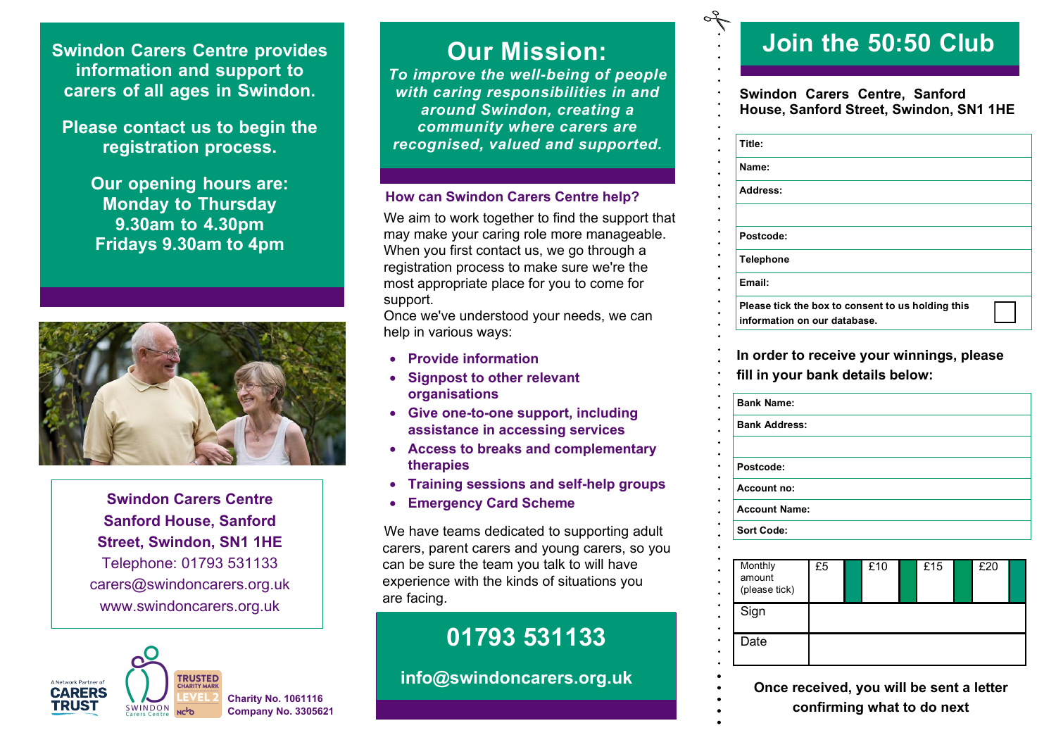**Swindon Carers Centre provides information and support to carers of all ages in Swindon.**

**Please contact us to begin the registration process.**

**Our opening hours are:**
**Monday to Thursday**
**9.30am to 4.30pm**
**Fridays 9.30am to 4pm**

**Swindon Carers Centre**
**Sanford House, Sanford Street, Swindon, SN1 1HE**
Telephone: 01793 531133
carers@swindoncarers.org.uk
www.swindoncarers.org.uk

A Network Partner of CARERS TRUST

SWINDON Carers Centre

TRUSTED CHARITY MARK LEVEL 2 NCVO

**Charity No. 1061116**
**Company No. 3305621**

# Our Mission:

***To improve the well-being of people with caring responsibilities in and around Swindon, creating a community where carers are recognised, valued and supported.***

### How can Swindon Carers Centre help?

We aim to work together to find the support that may make your caring role more manageable. When you first contact us, we go through a registration process to make sure we're the most appropriate place for you to come for support.
Once we've understood your needs, we can help in various ways:

- **Provide information**
- **Signpost to other relevant organisations**
- **Give one-to-one support, including assistance in accessing services**
- **Access to breaks and complementary therapies**
- **Training sessions and self-help groups**
- **Emergency Card Scheme**

We have teams dedicated to supporting adult carers, parent carers and young carers, so you can be sure the team you talk to will have experience with the kinds of situations you are facing.

## 01793 531133

**info@swindoncarers.org.uk**

# Join the 50:50 Club

**Swindon Carers Centre, Sanford House, Sanford Street, Swindon, SN1 1HE**

| | |
|---|---|
| **Title:** | |
| **Name:** | |
| **Address:** | |
| | |
| **Postcode:** | |
| **Telephone** | |
| **Email:** | |
| **Please tick the box to consent to us holding this information on our database.** | ☐ |

**In order to receive your winnings, please fill in your bank details below:**

| | |
|---|---|
| **Bank Name:** | |
| **Bank Address:** | |
| | |
| **Postcode:** | |
| **Account no:** | |
| **Account Name:** | |
| **Sort Code:** | |

| | | | | | | | | |
|---|---|---|---|---|---|---|---|---|
| Monthly amount (please tick) | £5 | | £10 | | £15 | | £20 | |
| Sign | | | | | | | | |
| Date | | | | | | | | |

**Once received, you will be sent a letter confirming what to do next**